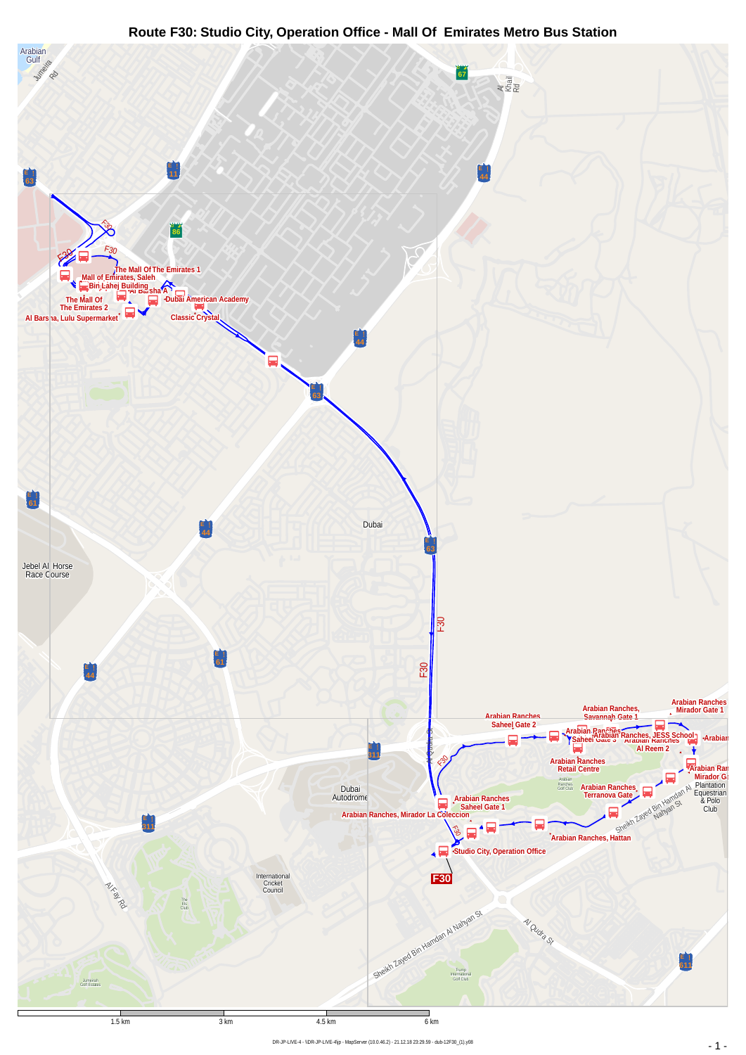# Route F30: Studio City, Operation Office - Mall Of Emirates Metro Bus Station

Arabian Gulf

Jumeira Rd

Al Khail Rd

The Mall Of The Emirates 1

Mall of Emirates, Saleh Bin Lahej Building

Al Barsha A

Dubai American Academy

The Mall Of The Emirates 2

Al Barsha, Lulu Supermarket

Classic Crystal

Dubai

Jebel Ali Horse Race Course

Arabian Ranches Saheel Gate 2

Arabian Ranches, Savannah Gate 1

Arabian Ranches Mirador Gate 1

Arabian Ranches, Saheel Gate 3

Arabian Ranches, JESS School

Arabian Ranches Al Reem 2

Arabian Ranches Retail Centre

Arabian Ranches Mirador G

Arabian Ranches Terranova Gate

Arabian Ranches Saheel Gate 1

Arabian Ranches, Mirador La Coleccion

Arabian Ranches, Hattan

Studio City, Operation Office

Dubai Autodrome

International Cricket Council

Plantation Equestrian & Polo Club

Sheikh Zayed Bin Hamdan Al Nahyan St

Al Qudra St

Al Fay Rd

1.5 km | 3 km | 4.5 km | 6 km

DR-JP-LIVE-4 - \\DR-JP-LIVE-4\jp - MapServer (10.0.46.2) - 21.12.18 23:29:59 - dub-12F30_(1).y08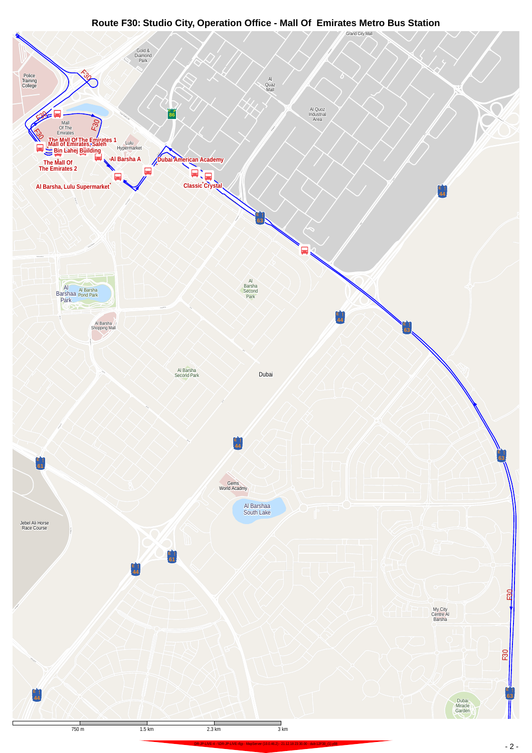# Route F30: Studio City, Operation Office - Mall Of Emirates Metro Bus Station

The Mall Of The Emirates 1

Mall of Emirates, Saleh Bin Lahej Building

The Mall Of The Emirates 2

Al Barsha A

Dubai American Academy

Classic Crystal

Al Barsha, Lulu Supermarket

Police Training College

Mall Of The Emirates

Lulu Hypermarket

Gold & Diamond Park

Al Quaz Mall

Al Quoz Industrial Area

Grand City Mall

Al Barsha Second Park

Al Barshaa Park

Al Barsha Pond Park

Al Barsha Shopping Mall

Al Barsha Second Park

Dubai

Gems World Acadmy

Al Barshaa South Lake

Jebel Ali Horse Race Course

My City Centre Al Barsha

Dubai Miracle Garden

750 m | 1.5 km | 2.3 km | 3 km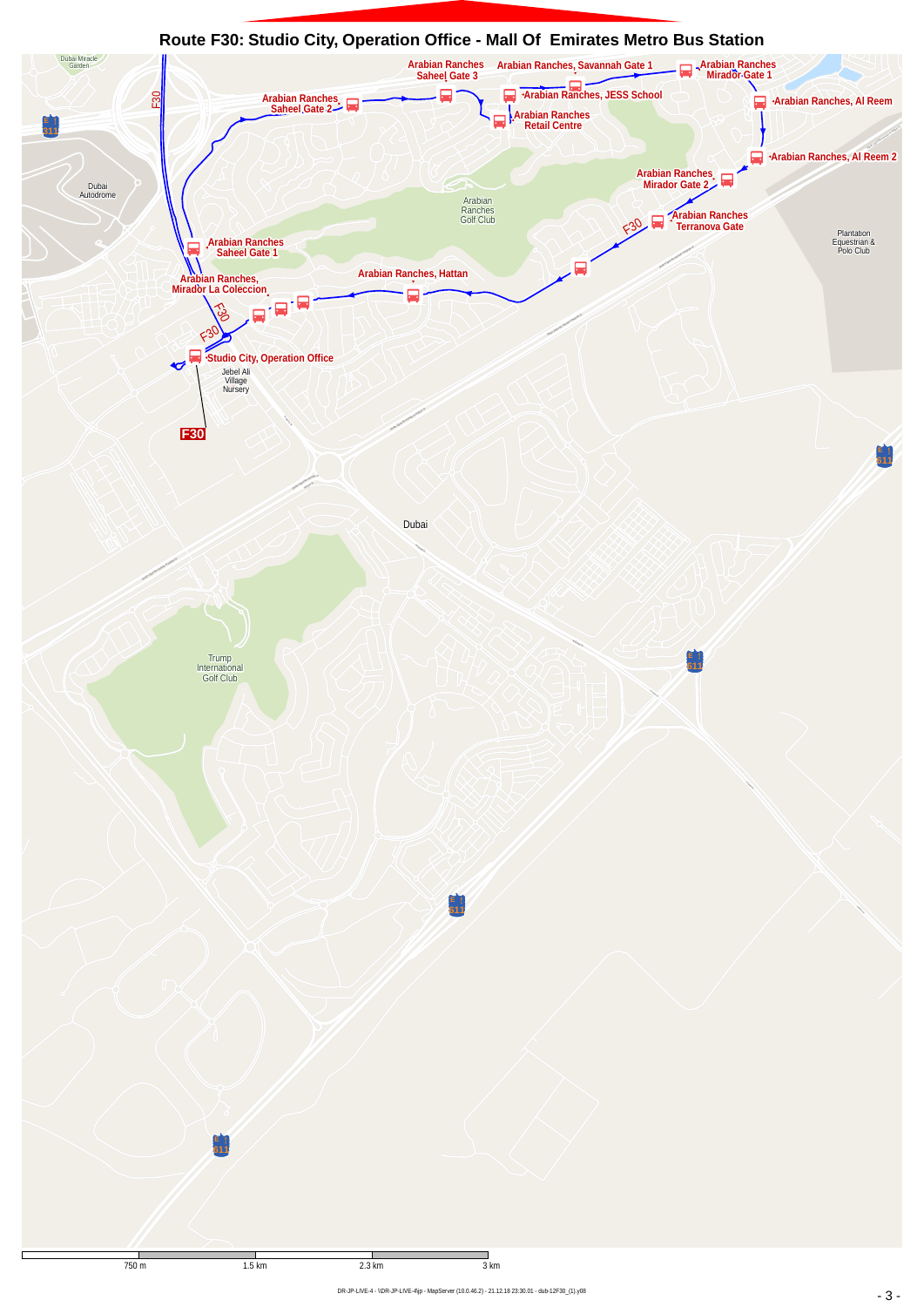# Route F30: Studio City, Operation Office - Mall Of Emirates Metro Bus Station

Dubai Miracle Garden

F30

Arabian Ranches Saheel Gate 3

Arabian Ranches, Savannah Gate 1

Arabian Ranches Mirador Gate 1

Arabian Ranches Saheel Gate 2

Arabian Ranches, JESS School

Arabian Ranches Retail Centre

Arabian Ranches, Al Reem

Arabian Ranches, Al Reem 2

Dubai Autodrome

Arabian Ranches Mirador Gate 2

Arabian Ranches Golf Club

F30

Arabian Ranches Terranova Gate

Plantation Equestrian & Polo Club

Arabian Ranches Saheel Gate 1

Arabian Ranches, Mirador La Coleccion

Arabian Ranches, Hattan

F30

F30

Studio City, Operation Office

Jebel Ali Village Nursery

F30

Dubai

Trump International Golf Club

E 311

E 611

750 m

1.5 km

2.3 km

3 km

DR-JP-LIVE-4 - \\DR-JP-LIVE-4\jp - MapServer (10.0.46.2) - 21.12.18 23:30:01 - dub-12F30_(1).y08